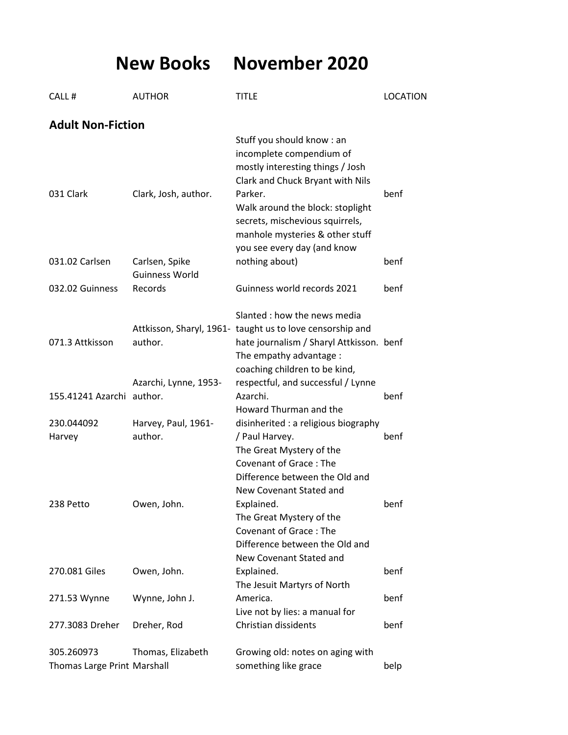# New Books November 2020

| CALL # | AUTHOR | TITLE | LOCATION |
|---|---|---|---|
| **Adult Non-Fiction** | | | |
| 031 Clark | Clark, Josh, author. | Stuff you should know : an incomplete compendium of mostly interesting things / Josh Clark and Chuck Bryant with Nils Parker. | benf |
| 031.02 Carlsen | Carlsen, Spike | Walk around the block: stoplight secrets, mischevious squirrels, manhole mysteries & other stuff you see every day (and know nothing about) | benf |
| 032.02 Guinness | Guinness World Records | Guinness world records 2021 | benf |
| 071.3 Attkisson | Attkisson, Sharyl, 1961- author. | Slanted : how the news media taught us to love censorship and hate journalism / Sharyl Attkisson. | benf |
| 155.41241 Azarchi | Azarchi, Lynne, 1953- author. | The empathy advantage : coaching children to be kind, respectful, and successful / Lynne Azarchi. | benf |
| 230.044092 Harvey | Harvey, Paul, 1961- author. | Howard Thurman and the disinherited : a religious biography / Paul Harvey. | benf |
| 238 Petto | Owen, John. | The Great Mystery of the Covenant of Grace : The Difference between the Old and New Covenant Stated and Explained. | benf |
| 270.081 Giles | Owen, John. | The Great Mystery of the Covenant of Grace : The Difference between the Old and New Covenant Stated and Explained. | benf |
| 271.53 Wynne | Wynne, John J. | The Jesuit Martyrs of North America. | benf |
| 277.3083 Dreher | Dreher, Rod | Live not by lies: a manual for Christian dissidents | benf |
| 305.260973 Thomas Large Print | Thomas, Elizabeth Marshall | Growing old: notes on aging with something like grace | belp |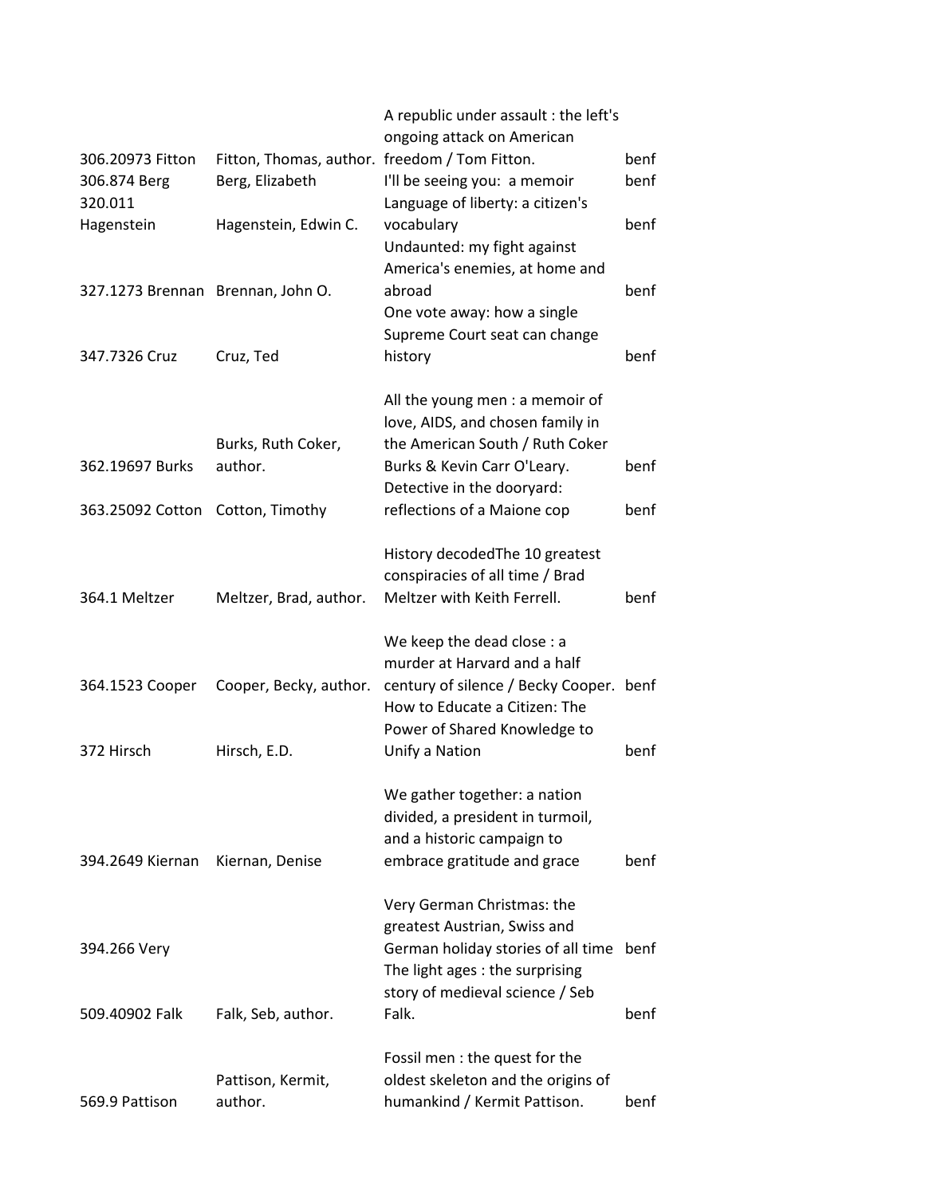| | | | |
|---|---|---|---|
| 306.20973 Fitton | Fitton, Thomas, author. | A republic under assault : the left's ongoing attack on American freedom / Tom Fitton. | benf |
| 306.874 Berg | Berg, Elizabeth | I'll be seeing you: a memoir | benf |
| 320.011 Hagenstein | Hagenstein, Edwin C. | Language of liberty: a citizen's vocabulary | benf |
| 327.1273 Brennan | Brennan, John O. | Undaunted: my fight against America's enemies, at home and abroad | benf |
| 347.7326 Cruz | Cruz, Ted | One vote away: how a single Supreme Court seat can change history | benf |
| 362.19697 Burks | Burks, Ruth Coker, author. | All the young men : a memoir of love, AIDS, and chosen family in the American South / Ruth Coker Burks & Kevin Carr O'Leary. | benf |
| 363.25092 Cotton | Cotton, Timothy | Detective in the dooryard: reflections of a Maione cop | benf |
| 364.1 Meltzer | Meltzer, Brad, author. | History decodedThe 10 greatest conspiracies of all time / Brad Meltzer with Keith Ferrell. | benf |
| 364.1523 Cooper | Cooper, Becky, author. | We keep the dead close : a murder at Harvard and a half century of silence / Becky Cooper. | benf |
| 372 Hirsch | Hirsch, E.D. | How to Educate a Citizen: The Power of Shared Knowledge to Unify a Nation | benf |
| 394.2649 Kiernan | Kiernan, Denise | We gather together: a nation divided, a president in turmoil, and a historic campaign to embrace gratitude and grace | benf |
| 394.266 Very | | Very German Christmas: the greatest Austrian, Swiss and German holiday stories of all time | benf |
| 509.40902 Falk | Falk, Seb, author. | The light ages : the surprising story of medieval science / Seb Falk. | benf |
| 569.9 Pattison | Pattison, Kermit, author. | Fossil men : the quest for the oldest skeleton and the origins of humankind / Kermit Pattison. | benf |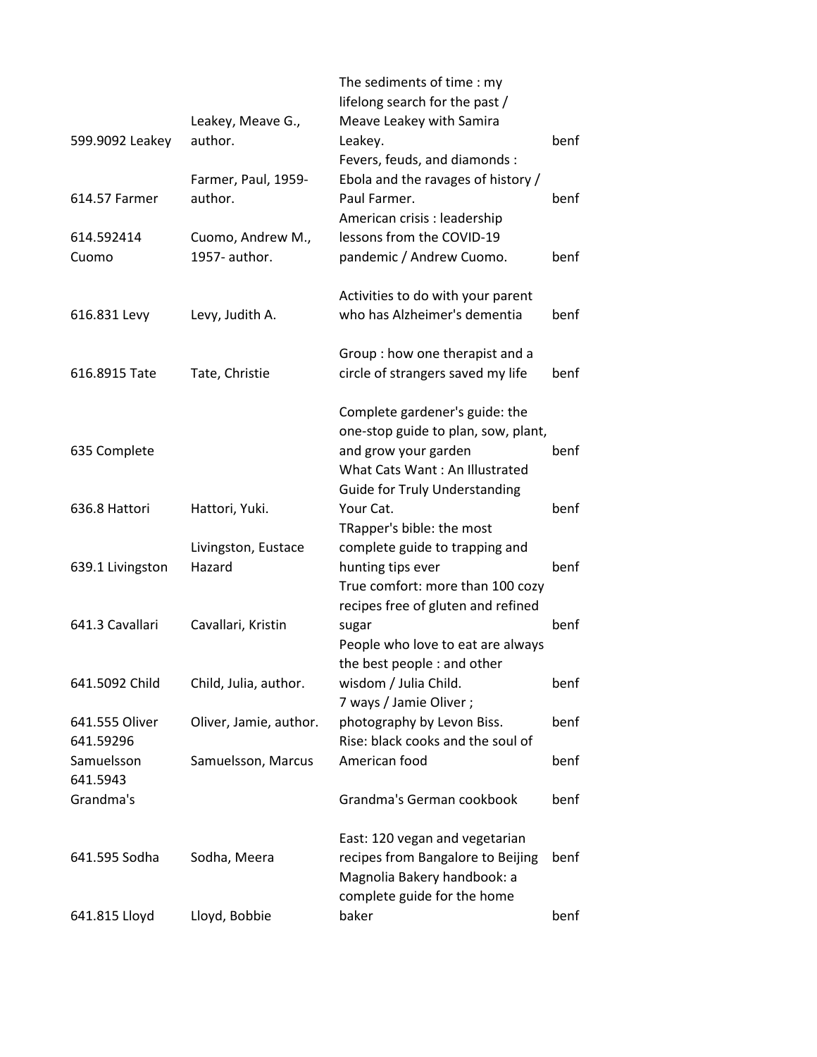| | | | |
|---|---|---|---|
| 599.9092 Leakey | Leakey, Meave G., author. | The sediments of time : my lifelong search for the past / Meave Leakey with Samira Leakey. | benf |
| 614.57 Farmer | Farmer, Paul, 1959- author. | Fevers, feuds, and diamonds : Ebola and the ravages of history / Paul Farmer. | benf |
| 614.592414 Cuomo | Cuomo, Andrew M., 1957- author. | American crisis : leadership lessons from the COVID-19 pandemic / Andrew Cuomo. | benf |
| 616.831 Levy | Levy, Judith A. | Activities to do with your parent who has Alzheimer's dementia | benf |
| 616.8915 Tate | Tate, Christie | Group : how one therapist and a circle of strangers saved my life | benf |
| 635 Complete | | Complete gardener's guide: the one-stop guide to plan, sow, plant, and grow your garden | benf |
| 636.8 Hattori | Hattori, Yuki. | What Cats Want : An Illustrated Guide for Truly Understanding Your Cat. | benf |
| 639.1 Livingston | Livingston, Eustace Hazard | TRapper's bible: the most complete guide to trapping and hunting tips ever | benf |
| 641.3 Cavallari | Cavallari, Kristin | True comfort: more than 100 cozy recipes free of gluten and refined sugar | benf |
| 641.5092 Child | Child, Julia, author. | People who love to eat are always the best people : and other wisdom / Julia Child. | benf |
| 641.555 Oliver | Oliver, Jamie, author. | 7 ways / Jamie Oliver ; photography by Levon Biss. | benf |
| 641.59296 Samuelsson | Samuelsson, Marcus | Rise: black cooks and the soul of American food | benf |
| 641.5943 Grandma's | | Grandma's German cookbook | benf |
| 641.595 Sodha | Sodha, Meera | East: 120 vegan and vegetarian recipes from Bangalore to Beijing | benf |
| 641.815 Lloyd | Lloyd, Bobbie | Magnolia Bakery handbook: a complete guide for the home baker | benf |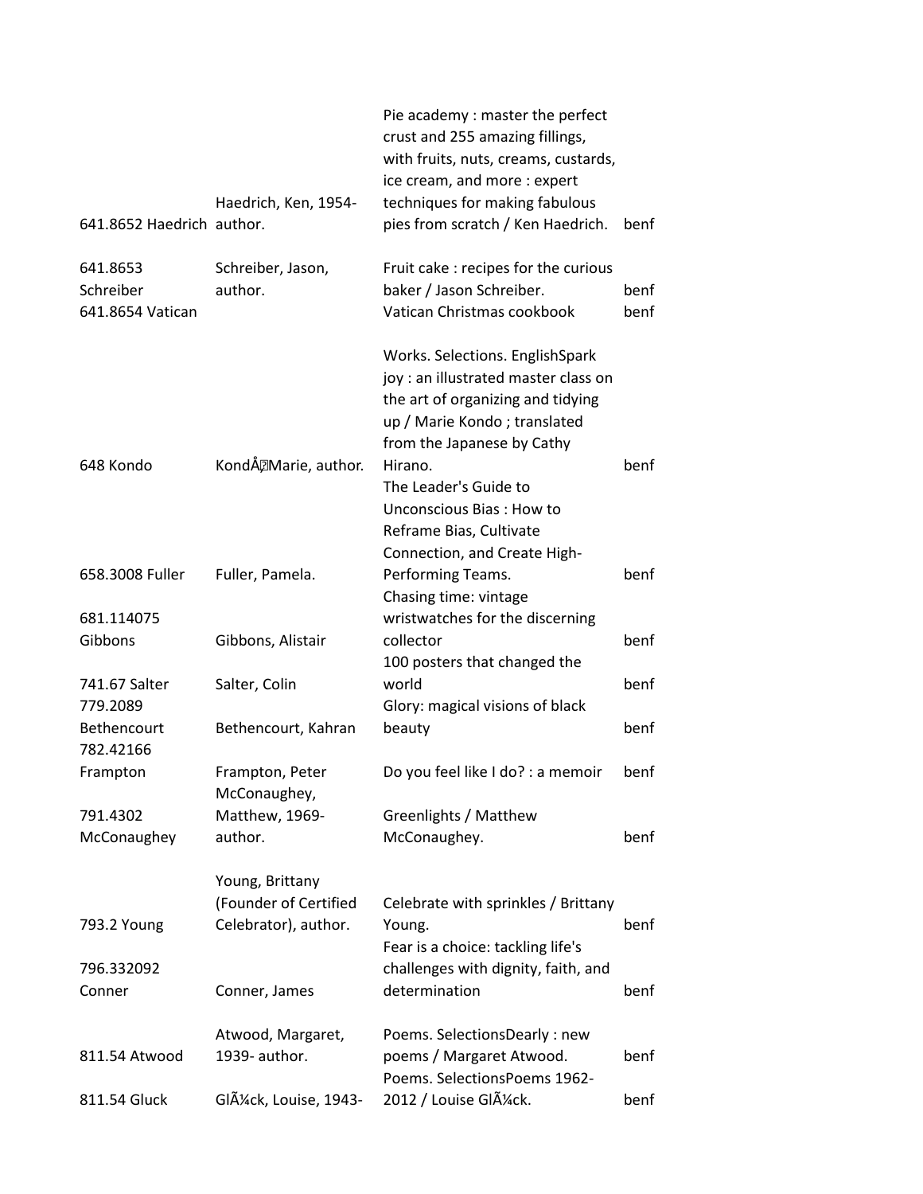| | | | |
|---|---|---|---|
| 641.8652 Haedrich | Haedrich, Ken, 1954- author. | Pie academy : master the perfect crust and 255 amazing fillings, with fruits, nuts, creams, custards, ice cream, and more : expert techniques for making fabulous pies from scratch / Ken Haedrich. | benf |
| 641.8653 Schreiber | Schreiber, Jason, author. | Fruit cake : recipes for the curious baker / Jason Schreiber. | benf |
| 641.8654 Vatican | | Vatican Christmas cookbook | benf |
| 648 Kondo | KondÅ�Marie, author. | Works. Selections. EnglishSpark joy : an illustrated master class on the art of organizing and tidying up / Marie Kondo ; translated from the Japanese by Cathy Hirano. | benf |
| 658.3008 Fuller | Fuller, Pamela. | The Leader's Guide to Unconscious Bias : How to Reframe Bias, Cultivate Connection, and Create High-Performing Teams. | benf |
| 681.114075 Gibbons | Gibbons, Alistair | Chasing time: vintage wristwatches for the discerning collector | benf |
| 741.67 Salter | Salter, Colin | 100 posters that changed the world | benf |
| 779.2089 Bethencourt | Bethencourt, Kahran | Glory: magical visions of black beauty | benf |
| 782.42166 Frampton | Frampton, Peter | Do you feel like I do? : a memoir | benf |
| 791.4302 McConaughey | McConaughey, Matthew, 1969- author. | Greenlights / Matthew McConaughey. | benf |
| 793.2 Young | Young, Brittany (Founder of Certified Celebrator), author. | Celebrate with sprinkles / Brittany Young. | benf |
| 796.332092 Conner | Conner, James | Fear is a choice: tackling life's challenges with dignity, faith, and determination | benf |
| 811.54 Atwood | Atwood, Margaret, 1939- author. | Poems. SelectionsDearly : new poems / Margaret Atwood. | benf |
| 811.54 Gluck | GlÃ¼ck, Louise, 1943- | Poems. SelectionsPoems 1962-2012 / Louise GlÃ¼ck. | benf |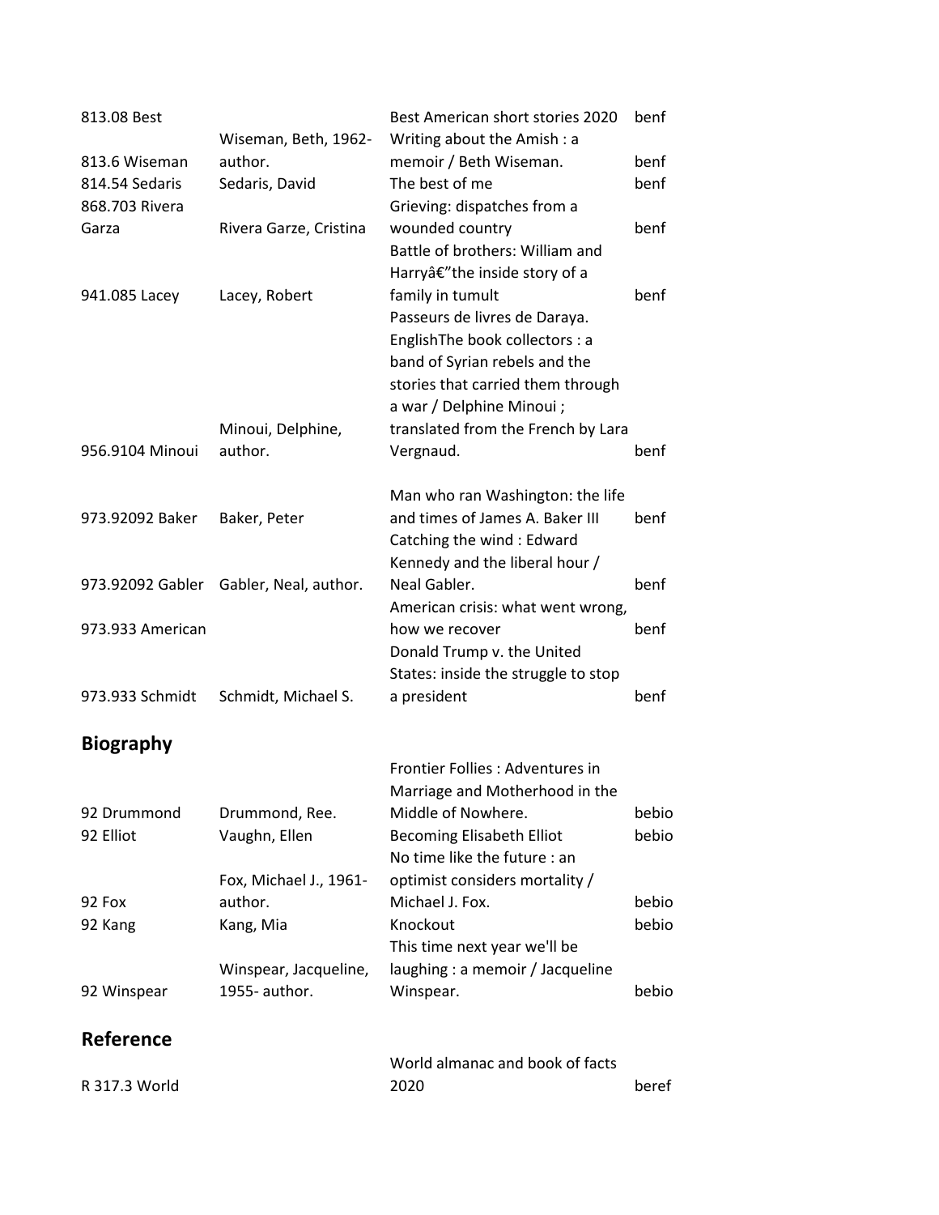| | | | |
|---|---|---|---|
| 813.08 Best | | Best American short stories 2020 | benf |
| 813.6 Wiseman | Wiseman, Beth, 1962- author. | Writing about the Amish : a memoir / Beth Wiseman. | benf |
| 814.54 Sedaris | Sedaris, David | The best of me | benf |
| 868.703 Rivera Garza | Rivera Garze, Cristina | Grieving: dispatches from a wounded country | benf |
| 941.085 Lacey | Lacey, Robert | Battle of brothers: William and Harryâ€"the inside story of a family in tumult | benf |
| 956.9104 Minoui | Minoui, Delphine, author. | Passeurs de livres de Daraya. EnglishThe book collectors : a band of Syrian rebels and the stories that carried them through a war / Delphine Minoui ; translated from the French by Lara Vergnaud. | benf |
| 973.92092 Baker | Baker, Peter | Man who ran Washington: the life and times of James A. Baker III | benf |
| 973.92092 Gabler | Gabler, Neal, author. | Catching the wind : Edward Kennedy and the liberal hour / Neal Gabler. | benf |
| 973.933 American | | American crisis: what went wrong, how we recover | benf |
| 973.933 Schmidt | Schmidt, Michael S. | Donald Trump v. the United States: inside the struggle to stop a president | benf |

## Biography

| | | | |
|---|---|---|---|
| 92 Drummond | Drummond, Ree. | Frontier Follies : Adventures in Marriage and Motherhood in the Middle of Nowhere. | bebio |
| 92 Elliot | Vaughn, Ellen | Becoming Elisabeth Elliot | bebio |
| 92 Fox | Fox, Michael J., 1961- author. | No time like the future : an optimist considers mortality / Michael J. Fox. | bebio |
| 92 Kang | Kang, Mia | Knockout | bebio |
| 92 Winspear | Winspear, Jacqueline, 1955- author. | This time next year we'll be laughing : a memoir / Jacqueline Winspear. | bebio |

## Reference

| | | | |
|---|---|---|---|
| R 317.3 World | | World almanac and book of facts 2020 | beref |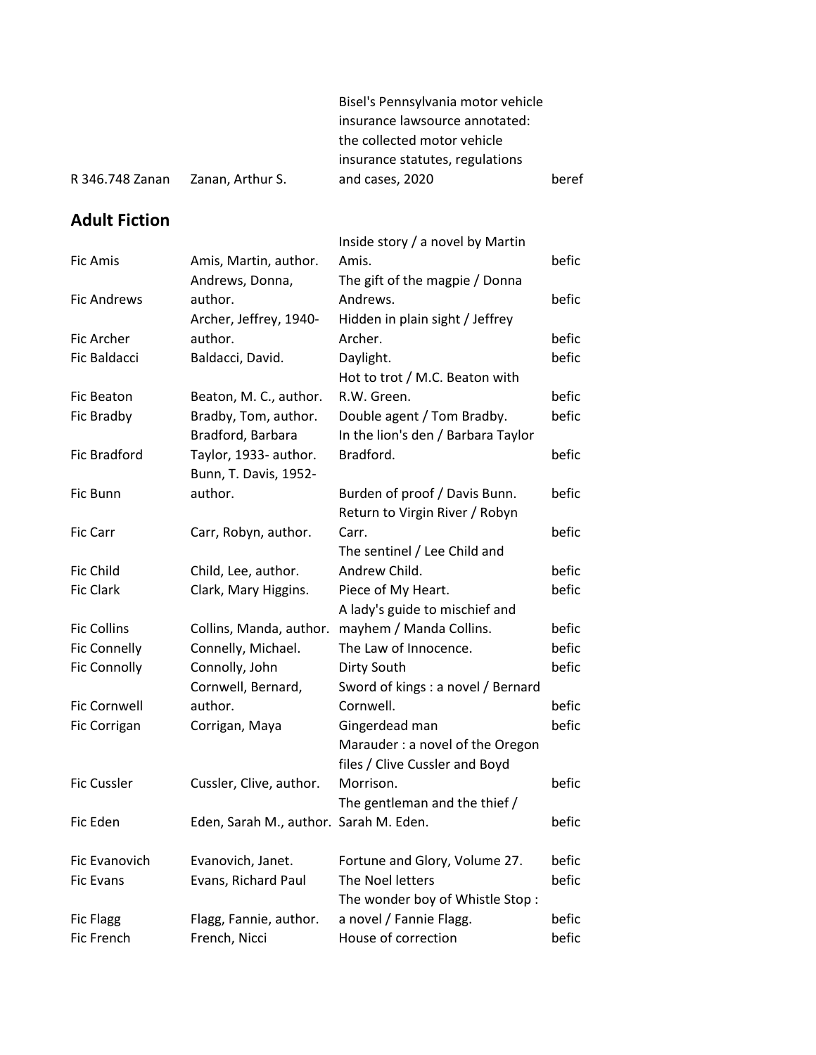| | | | |
|---|---|---|---|
| R 346.748 Zanan | Zanan, Arthur S. | Bisel's Pennsylvania motor vehicle insurance lawsource annotated: the collected motor vehicle insurance statutes, regulations and cases, 2020 | beref |

## Adult Fiction

| | | | |
|---|---|---|---|
| Fic Amis | Amis, Martin, author. | Inside story / a novel by Martin Amis. | befic |
| Fic Andrews | Andrews, Donna, author. | The gift of the magpie / Donna Andrews. | befic |
| Fic Archer | Archer, Jeffrey, 1940- author. | Hidden in plain sight / Jeffrey Archer. | befic |
| Fic Baldacci | Baldacci, David. | Daylight. | befic |
| Fic Beaton | Beaton, M. C., author. | Hot to trot / M.C. Beaton with R.W. Green. | befic |
| Fic Bradby | Bradby, Tom, author. | Double agent / Tom Bradby. | befic |
| Fic Bradford | Bradford, Barbara Taylor, 1933- author. | In the lion's den / Barbara Taylor Bradford. | befic |
| Fic Bunn | Bunn, T. Davis, 1952- author. | Burden of proof / Davis Bunn. | befic |
| Fic Carr | Carr, Robyn, author. | Return to Virgin River / Robyn Carr. | befic |
| Fic Child | Child, Lee, author. | The sentinel / Lee Child and Andrew Child. | befic |
| Fic Clark | Clark, Mary Higgins. | Piece of My Heart. | befic |
| Fic Collins | Collins, Manda, author. | A lady's guide to mischief and mayhem / Manda Collins. | befic |
| Fic Connelly | Connelly, Michael. | The Law of Innocence. | befic |
| Fic Connolly | Connolly, John | Dirty South | befic |
| Fic Cornwell | Cornwell, Bernard, author. | Sword of kings : a novel / Bernard Cornwell. | befic |
| Fic Corrigan | Corrigan, Maya | Gingerdead man | befic |
| Fic Cussler | Cussler, Clive, author. | Marauder : a novel of the Oregon files / Clive Cussler and Boyd Morrison. | befic |
| Fic Eden | Eden, Sarah M., author. | The gentleman and the thief / Sarah M. Eden. | befic |
| Fic Evanovich | Evanovich, Janet. | Fortune and Glory, Volume 27. | befic |
| Fic Evans | Evans, Richard Paul | The Noel letters | befic |
| Fic Flagg | Flagg, Fannie, author. | The wonder boy of Whistle Stop : a novel / Fannie Flagg. | befic |
| Fic French | French, Nicci | House of correction | befic |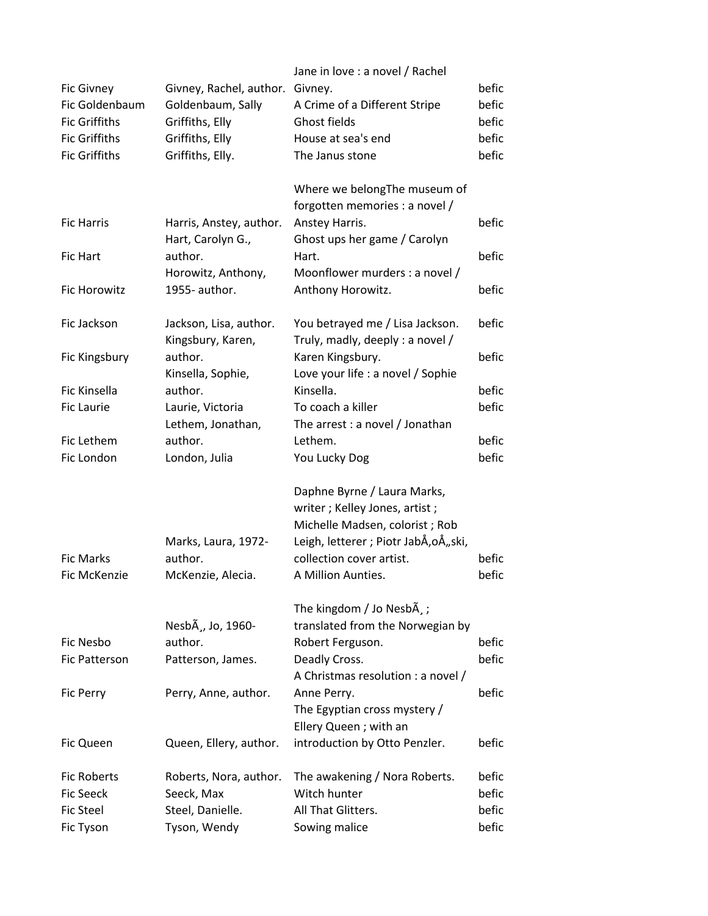| | | | |
|---|---|---|---|
| Fic Givney | Givney, Rachel, author. | Jane in love : a novel / Rachel Givney. | befic |
| Fic Goldenbaum | Goldenbaum, Sally | A Crime of a Different Stripe | befic |
| Fic Griffiths | Griffiths, Elly | Ghost fields | befic |
| Fic Griffiths | Griffiths, Elly | House at sea's end | befic |
| Fic Griffiths | Griffiths, Elly. | The Janus stone | befic |
| Fic Harris | Harris, Anstey, author. | Where we belongThe museum of forgotten memories : a novel / Anstey Harris. | befic |
| Fic Hart | Hart, Carolyn G., author. | Ghost ups her game / Carolyn Hart. | befic |
| Fic Horowitz | Horowitz, Anthony, 1955- author. | Moonflower murders : a novel / Anthony Horowitz. | befic |
| Fic Jackson | Jackson, Lisa, author. | You betrayed me / Lisa Jackson. | befic |
| Fic Kingsbury | Kingsbury, Karen, author. | Truly, madly, deeply : a novel / Karen Kingsbury. | befic |
| Fic Kinsella | Kinsella, Sophie, author. | Love your life : a novel / Sophie Kinsella. | befic |
| Fic Laurie | Laurie, Victoria | To coach a killer | befic |
| Fic Lethem | Lethem, Jonathan, author. | The arrest : a novel / Jonathan Lethem. | befic |
| Fic London | London, Julia | You Lucky Dog | befic |
| Fic Marks | Marks, Laura, 1972- author. | Daphne Byrne / Laura Marks, writer ; Kelley Jones, artist ; Michelle Madsen, colorist ; Rob Leigh, letterer ; Piotr JabÅ‚oÅ„ski, collection cover artist. | befic |
| Fic McKenzie | McKenzie, Alecia. | A Million Aunties. | befic |
| Fic Nesbo | NesbÃ¸, Jo, 1960- author. | The kingdom / Jo NesbÃ¸ ; translated from the Norwegian by Robert Ferguson. | befic |
| Fic Patterson | Patterson, James. | Deadly Cross. | befic |
| Fic Perry | Perry, Anne, author. | A Christmas resolution : a novel / Anne Perry. | befic |
| Fic Queen | Queen, Ellery, author. | The Egyptian cross mystery / Ellery Queen ; with an introduction by Otto Penzler. | befic |
| Fic Roberts | Roberts, Nora, author. | The awakening / Nora Roberts. | befic |
| Fic Seeck | Seeck, Max | Witch hunter | befic |
| Fic Steel | Steel, Danielle. | All That Glitters. | befic |
| Fic Tyson | Tyson, Wendy | Sowing malice | befic |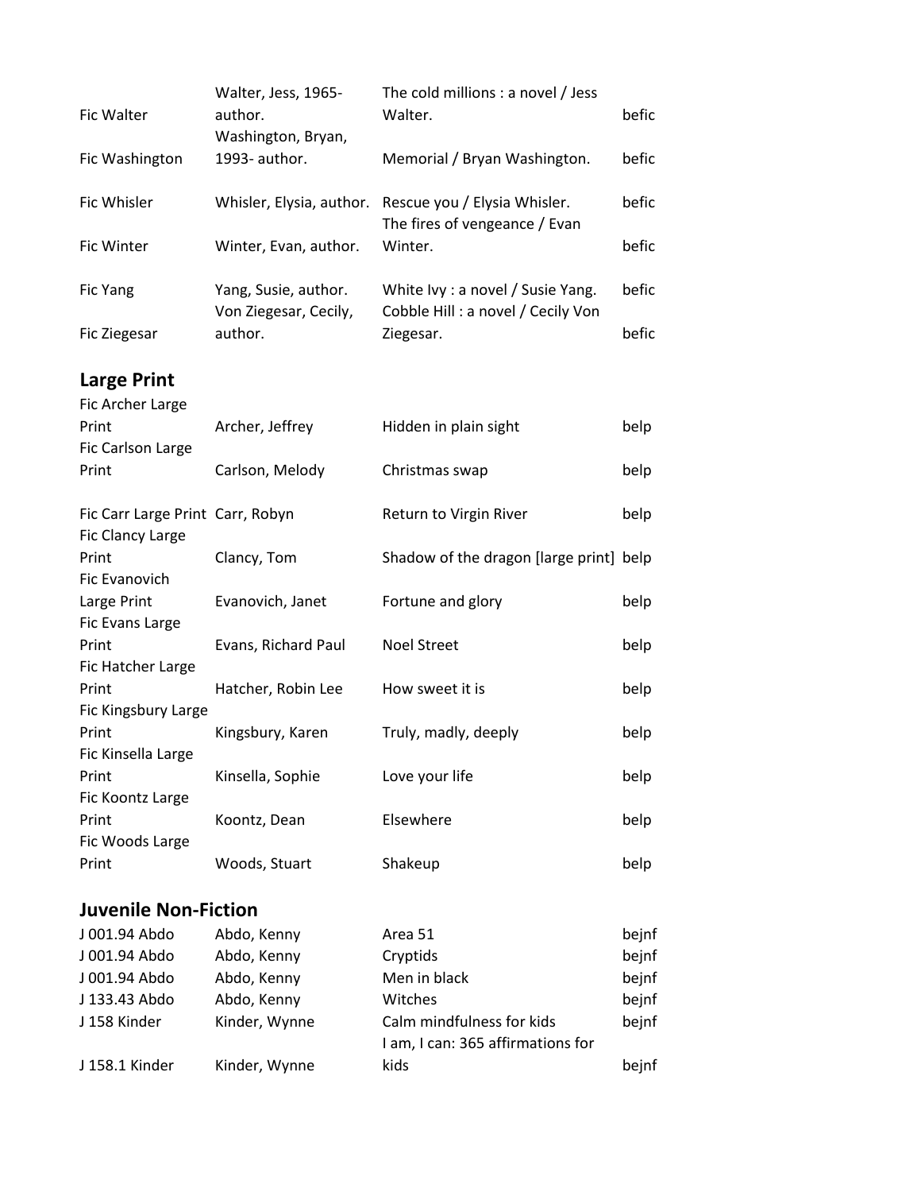| | | | |
|---|---|---|---|
| Fic Walter | Walter, Jess, 1965- author. | The cold millions : a novel / Jess Walter. | befic |
| Fic Washington | Washington, Bryan, 1993- author. | Memorial / Bryan Washington. | befic |
| Fic Whisler | Whisler, Elysia, author. | Rescue you / Elysia Whisler. | befic |
| Fic Winter | Winter, Evan, author. | The fires of vengeance / Evan Winter. | befic |
| Fic Yang | Yang, Susie, author. | White Ivy : a novel / Susie Yang. | befic |
| Fic Ziegesar | Von Ziegesar, Cecily, author. | Cobble Hill : a novel / Cecily Von Ziegesar. | befic |

## Large Print

| | | | |
|---|---|---|---|
| Fic Archer Large Print | Archer, Jeffrey | Hidden in plain sight | belp |
| Fic Carlson Large Print | Carlson, Melody | Christmas swap | belp |
| Fic Carr Large Print | Carr, Robyn | Return to Virgin River | belp |
| Fic Clancy Large Print | Clancy, Tom | Shadow of the dragon [large print] | belp |
| Fic Evanovich Large Print | Evanovich, Janet | Fortune and glory | belp |
| Fic Evans Large Print | Evans, Richard Paul | Noel Street | belp |
| Fic Hatcher Large Print | Hatcher, Robin Lee | How sweet it is | belp |
| Fic Kingsbury Large Print | Kingsbury, Karen | Truly, madly, deeply | belp |
| Fic Kinsella Large Print | Kinsella, Sophie | Love your life | belp |
| Fic Koontz Large Print | Koontz, Dean | Elsewhere | belp |
| Fic Woods Large Print | Woods, Stuart | Shakeup | belp |

## Juvenile Non-Fiction

| | | | |
|---|---|---|---|
| J 001.94 Abdo | Abdo, Kenny | Area 51 | bejnf |
| J 001.94 Abdo | Abdo, Kenny | Cryptids | bejnf |
| J 001.94 Abdo | Abdo, Kenny | Men in black | bejnf |
| J 133.43 Abdo | Abdo, Kenny | Witches | bejnf |
| J 158 Kinder | Kinder, Wynne | Calm mindfulness for kids | bejnf |
| J 158.1 Kinder | Kinder, Wynne | I am, I can: 365 affirmations for kids | bejnf |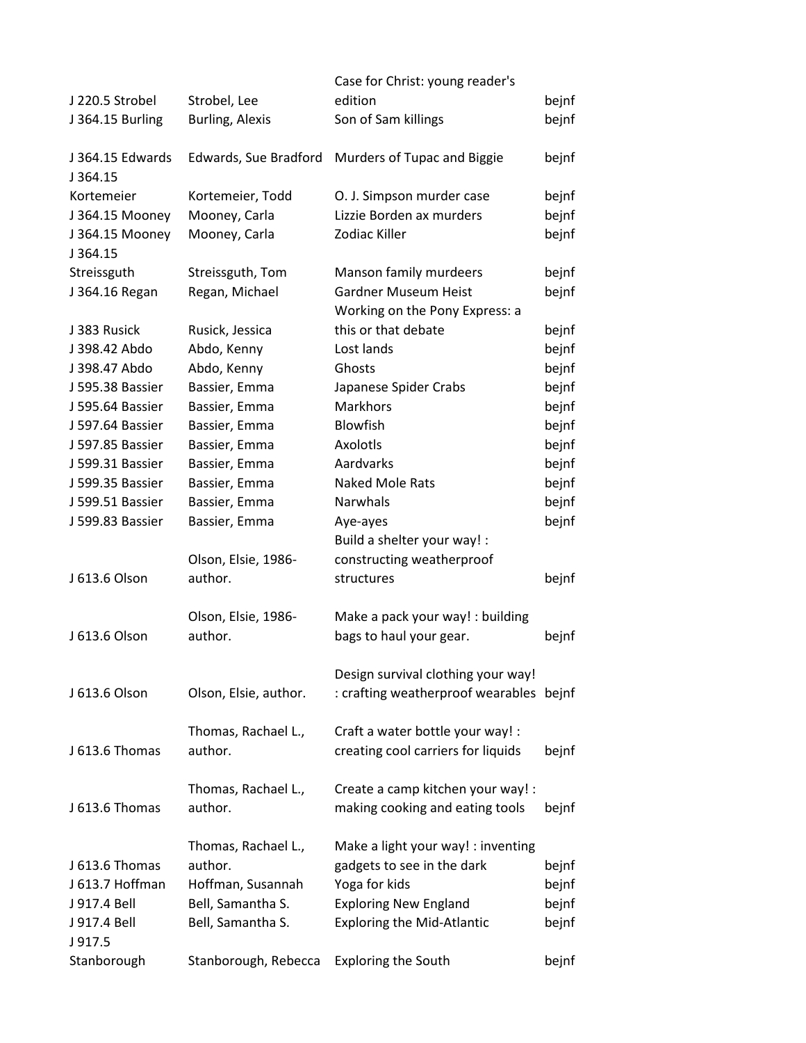| | | | |
|---|---|---|---|
| J 220.5 Strobel | Strobel, Lee | Case for Christ: young reader's edition | bejnf |
| J 364.15 Burling | Burling, Alexis | Son of Sam killings | bejnf |
| J 364.15 Edwards | Edwards, Sue Bradford | Murders of Tupac and Biggie | bejnf |
| J 364.15 Kortemeier | Kortemeier, Todd | O. J. Simpson murder case | bejnf |
| J 364.15 Mooney | Mooney, Carla | Lizzie Borden ax murders | bejnf |
| J 364.15 Mooney | Mooney, Carla | Zodiac Killer | bejnf |
| J 364.15 Streissguth | Streissguth, Tom | Manson family murdeers | bejnf |
| J 364.16 Regan | Regan, Michael | Gardner Museum Heist | bejnf |
| J 383 Rusick | Rusick, Jessica | Working on the Pony Express: a this or that debate | bejnf |
| J 398.42 Abdo | Abdo, Kenny | Lost lands | bejnf |
| J 398.47 Abdo | Abdo, Kenny | Ghosts | bejnf |
| J 595.38 Bassier | Bassier, Emma | Japanese Spider Crabs | bejnf |
| J 595.64 Bassier | Bassier, Emma | Markhors | bejnf |
| J 597.64 Bassier | Bassier, Emma | Blowfish | bejnf |
| J 597.85 Bassier | Bassier, Emma | Axolotls | bejnf |
| J 599.31 Bassier | Bassier, Emma | Aardvarks | bejnf |
| J 599.35 Bassier | Bassier, Emma | Naked Mole Rats | bejnf |
| J 599.51 Bassier | Bassier, Emma | Narwhals | bejnf |
| J 599.83 Bassier | Bassier, Emma | Aye-ayes | bejnf |
| J 613.6 Olson | Olson, Elsie, 1986- author. | Build a shelter your way! : constructing weatherproof structures | bejnf |
| J 613.6 Olson | Olson, Elsie, 1986- author. | Make a pack your way! : building bags to haul your gear. | bejnf |
| J 613.6 Olson | Olson, Elsie, author. | Design survival clothing your way! : crafting weatherproof wearables | bejnf |
| J 613.6 Thomas | Thomas, Rachael L., author. | Craft a water bottle your way! : creating cool carriers for liquids | bejnf |
| J 613.6 Thomas | Thomas, Rachael L., author. | Create a camp kitchen your way! : making cooking and eating tools | bejnf |
| J 613.6 Thomas | Thomas, Rachael L., author. | Make a light your way! : inventing gadgets to see in the dark | bejnf |
| J 613.7 Hoffman | Hoffman, Susannah | Yoga for kids | bejnf |
| J 917.4 Bell | Bell, Samantha S. | Exploring New England | bejnf |
| J 917.4 Bell | Bell, Samantha S. | Exploring the Mid-Atlantic | bejnf |
| J 917.5 Stanborough | Stanborough, Rebecca | Exploring the South | bejnf |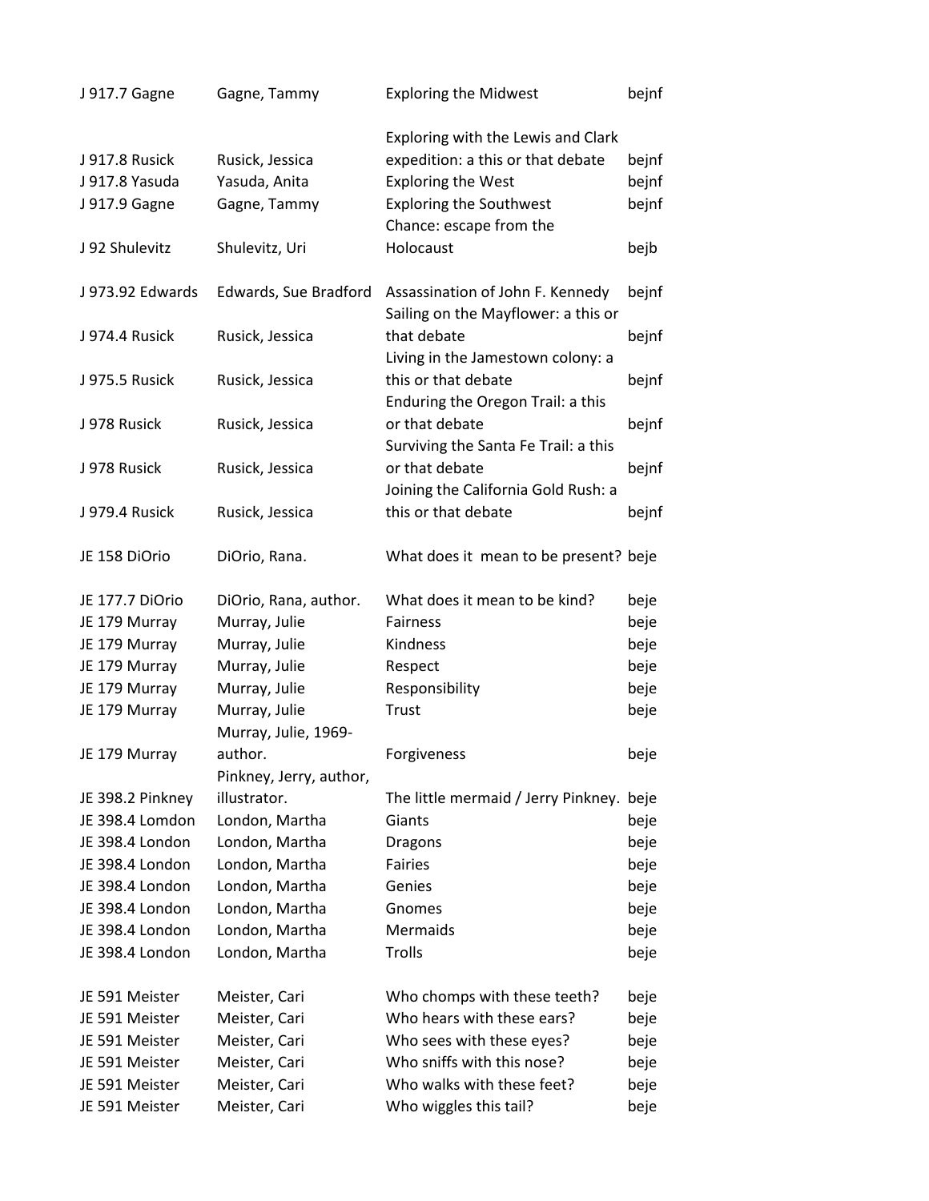| J 917.7 Gagne | Gagne, Tammy | Exploring the Midwest | bejnf |
|---|---|---|---|
| J 917.8 Rusick | Rusick, Jessica | Exploring with the Lewis and Clark expedition: a this or that debate | bejnf |
| J 917.8 Yasuda | Yasuda, Anita | Exploring the West | bejnf |
| J 917.9 Gagne | Gagne, Tammy | Exploring the Southwest | bejnf |
| J 92 Shulevitz | Shulevitz, Uri | Chance: escape from the Holocaust | bejb |
| J 973.92 Edwards | Edwards, Sue Bradford | Assassination of John F. Kennedy | bejnf |
| J 974.4 Rusick | Rusick, Jessica | Sailing on the Mayflower: a this or that debate | bejnf |
| J 975.5 Rusick | Rusick, Jessica | Living in the Jamestown colony: a this or that debate | bejnf |
| J 978 Rusick | Rusick, Jessica | Enduring the Oregon Trail: a this or that debate | bejnf |
| J 978 Rusick | Rusick, Jessica | Surviving the Santa Fe Trail: a this or that debate | bejnf |
| J 979.4 Rusick | Rusick, Jessica | Joining the California Gold Rush: a this or that debate | bejnf |
| JE 158 DiOrio | DiOrio, Rana. | What does it mean to be present? | beje |
| JE 177.7 DiOrio | DiOrio, Rana, author. | What does it mean to be kind? | beje |
| JE 179 Murray | Murray, Julie | Fairness | beje |
| JE 179 Murray | Murray, Julie | Kindness | beje |
| JE 179 Murray | Murray, Julie | Respect | beje |
| JE 179 Murray | Murray, Julie | Responsibility | beje |
| JE 179 Murray | Murray, Julie | Trust | beje |
| JE 179 Murray | Murray, Julie, 1969- author. | Forgiveness | beje |
| JE 398.2 Pinkney | Pinkney, Jerry, author, illustrator. | The little mermaid / Jerry Pinkney. | beje |
| JE 398.4 Lomdon | London, Martha | Giants | beje |
| JE 398.4 London | London, Martha | Dragons | beje |
| JE 398.4 London | London, Martha | Fairies | beje |
| JE 398.4 London | London, Martha | Genies | beje |
| JE 398.4 London | London, Martha | Gnomes | beje |
| JE 398.4 London | London, Martha | Mermaids | beje |
| JE 398.4 London | London, Martha | Trolls | beje |
| JE 591 Meister | Meister, Cari | Who chomps with these teeth? | beje |
| JE 591 Meister | Meister, Cari | Who hears with these ears? | beje |
| JE 591 Meister | Meister, Cari | Who sees with these eyes? | beje |
| JE 591 Meister | Meister, Cari | Who sniffs with this nose? | beje |
| JE 591 Meister | Meister, Cari | Who walks with these feet? | beje |
| JE 591 Meister | Meister, Cari | Who wiggles this tail? | beje |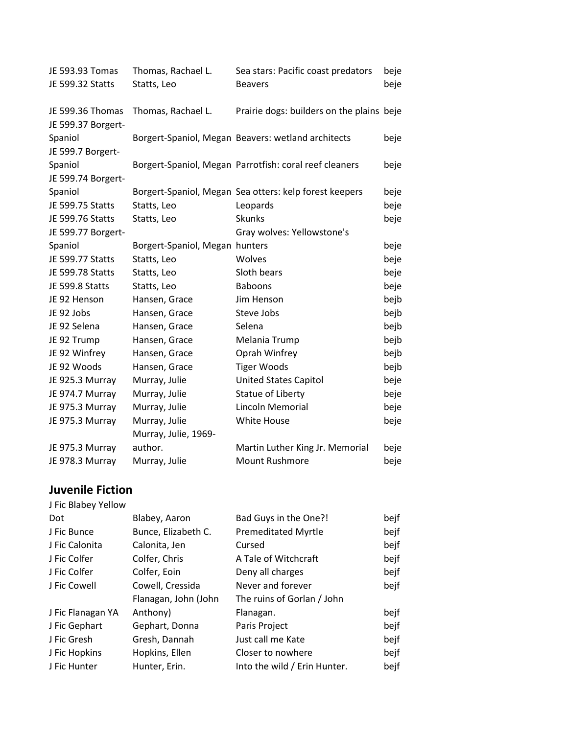| | | | |
|---|---|---|---|
| JE 593.93 Tomas | Thomas, Rachael L. | Sea stars: Pacific coast predators | beje |
| JE 599.32 Statts | Statts, Leo | Beavers | beje |
| JE 599.36 Thomas | Thomas, Rachael L. | Prairie dogs: builders on the plains | beje |
| JE 599.37 Borgert-Spaniol | Borgert-Spaniol, Megan | Beavers: wetland architects | beje |
| JE 599.7 Borgert-Spaniol | Borgert-Spaniol, Megan | Parrotfish: coral reef cleaners | beje |
| JE 599.74 Borgert-Spaniol | Borgert-Spaniol, Megan | Sea otters: kelp forest keepers | beje |
| JE 599.75 Statts | Statts, Leo | Leopards | beje |
| JE 599.76 Statts | Statts, Leo | Skunks | beje |
| JE 599.77 Borgert-Spaniol | Borgert-Spaniol, Megan | Gray wolves: Yellowstone's hunters | beje |
| JE 599.77 Statts | Statts, Leo | Wolves | beje |
| JE 599.78 Statts | Statts, Leo | Sloth bears | beje |
| JE 599.8 Statts | Statts, Leo | Baboons | beje |
| JE 92 Henson | Hansen, Grace | Jim Henson | bejb |
| JE 92 Jobs | Hansen, Grace | Steve Jobs | bejb |
| JE 92 Selena | Hansen, Grace | Selena | bejb |
| JE 92 Trump | Hansen, Grace | Melania Trump | bejb |
| JE 92 Winfrey | Hansen, Grace | Oprah Winfrey | bejb |
| JE 92 Woods | Hansen, Grace | Tiger Woods | bejb |
| JE 925.3 Murray | Murray, Julie | United States Capitol | beje |
| JE 974.7 Murray | Murray, Julie | Statue of Liberty | beje |
| JE 975.3 Murray | Murray, Julie | Lincoln Memorial | beje |
| JE 975.3 Murray | Murray, Julie | White House | beje |
| JE 975.3 Murray | Murray, Julie, 1969- author. | Martin Luther King Jr. Memorial | beje |
| JE 978.3 Murray | Murray, Julie | Mount Rushmore | beje |

## Juvenile Fiction

| | | | |
|---|---|---|---|
| J Fic Blabey Yellow Dot | Blabey, Aaron | Bad Guys in the One?! | bejf |
| J Fic Bunce | Bunce, Elizabeth C. | Premeditated Myrtle | bejf |
| J Fic Calonita | Calonita, Jen | Cursed | bejf |
| J Fic Colfer | Colfer, Chris | A Tale of Witchcraft | bejf |
| J Fic Colfer | Colfer, Eoin | Deny all charges | bejf |
| J Fic Cowell | Cowell, Cressida | Never and forever | bejf |
| J Fic Flanagan YA | Flanagan, John (John Anthony) | The ruins of Gorlan / John Flanagan. | bejf |
| J Fic Gephart | Gephart, Donna | Paris Project | bejf |
| J Fic Gresh | Gresh, Dannah | Just call me Kate | bejf |
| J Fic Hopkins | Hopkins, Ellen | Closer to nowhere | bejf |
| J Fic Hunter | Hunter, Erin. | Into the wild / Erin Hunter. | bejf |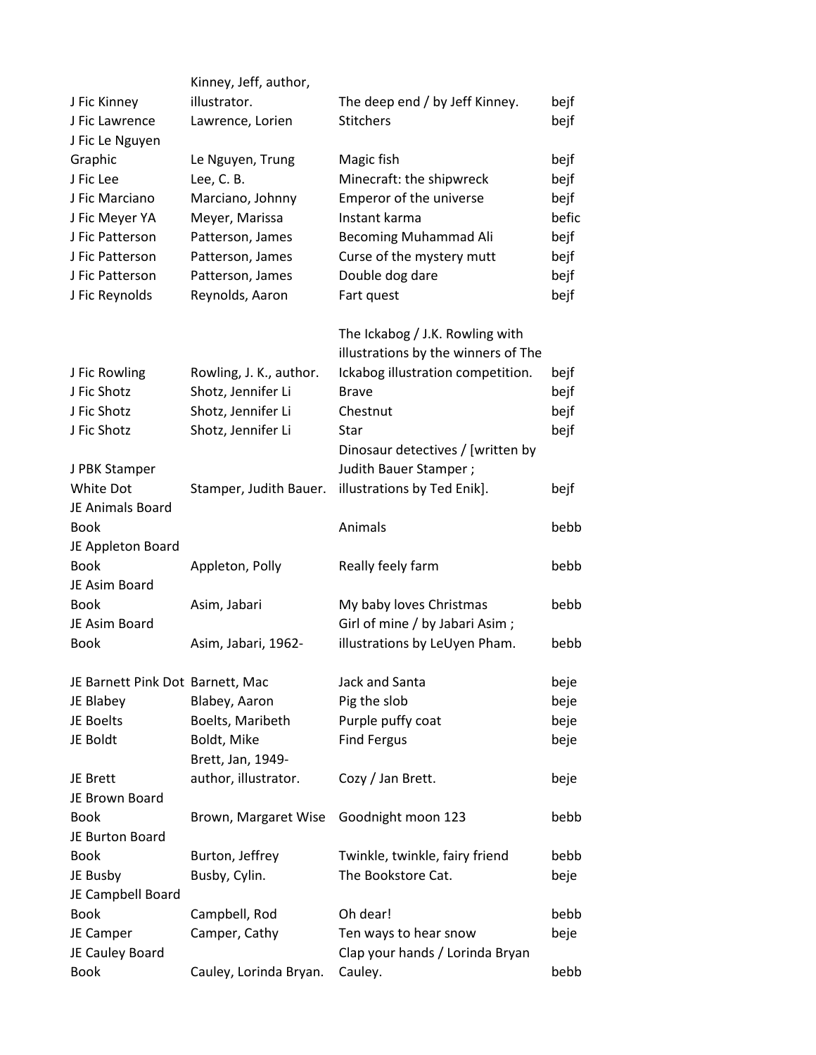| | | | |
|---|---|---|---|
| J Fic Kinney | Kinney, Jeff, author, illustrator. | The deep end / by Jeff Kinney. | bejf |
| J Fic Lawrence | Lawrence, Lorien | Stitchers | bejf |
| J Fic Le Nguyen Graphic | Le Nguyen, Trung | Magic fish | bejf |
| J Fic Lee | Lee, C. B. | Minecraft: the shipwreck | bejf |
| J Fic Marciano | Marciano, Johnny | Emperor of the universe | bejf |
| J Fic Meyer YA | Meyer, Marissa | Instant karma | befic |
| J Fic Patterson | Patterson, James | Becoming Muhammad Ali | bejf |
| J Fic Patterson | Patterson, James | Curse of the mystery mutt | bejf |
| J Fic Patterson | Patterson, James | Double dog dare | bejf |
| J Fic Reynolds | Reynolds, Aaron | Fart quest | bejf |
| J Fic Rowling | Rowling, J. K., author. | The Ickabog / J.K. Rowling with illustrations by the winners of The Ickabog illustration competition. | bejf |
| J Fic Shotz | Shotz, Jennifer Li | Brave | bejf |
| J Fic Shotz | Shotz, Jennifer Li | Chestnut | bejf |
| J Fic Shotz | Shotz, Jennifer Li | Star | bejf |
| J PBK Stamper White Dot | Stamper, Judith Bauer. | Dinosaur detectives / [written by Judith Bauer Stamper ; illustrations by Ted Enik]. | bejf |
| JE Animals Board Book | | Animals | bebb |
| JE Appleton Board Book | Appleton, Polly | Really feely farm | bebb |
| JE Asim Board Book | Asim, Jabari | My baby loves Christmas | bebb |
| JE Asim Board Book | Asim, Jabari, 1962- | Girl of mine / by Jabari Asim ; illustrations by LeUyen Pham. | bebb |
| JE Barnett Pink Dot | Barnett, Mac | Jack and Santa | beje |
| JE Blabey | Blabey, Aaron | Pig the slob | beje |
| JE Boelts | Boelts, Maribeth | Purple puffy coat | beje |
| JE Boldt | Boldt, Mike | Find Fergus | beje |
| JE Brett | Brett, Jan, 1949- author, illustrator. | Cozy / Jan Brett. | beje |
| JE Brown Board Book | Brown, Margaret Wise | Goodnight moon 123 | bebb |
| JE Burton Board Book | Burton, Jeffrey | Twinkle, twinkle, fairy friend | bebb |
| JE Busby | Busby, Cylin. | The Bookstore Cat. | beje |
| JE Campbell Board Book | Campbell, Rod | Oh dear! | bebb |
| JE Camper | Camper, Cathy | Ten ways to hear snow | beje |
| JE Cauley Board Book | Cauley, Lorinda Bryan. | Clap your hands / Lorinda Bryan Cauley. | bebb |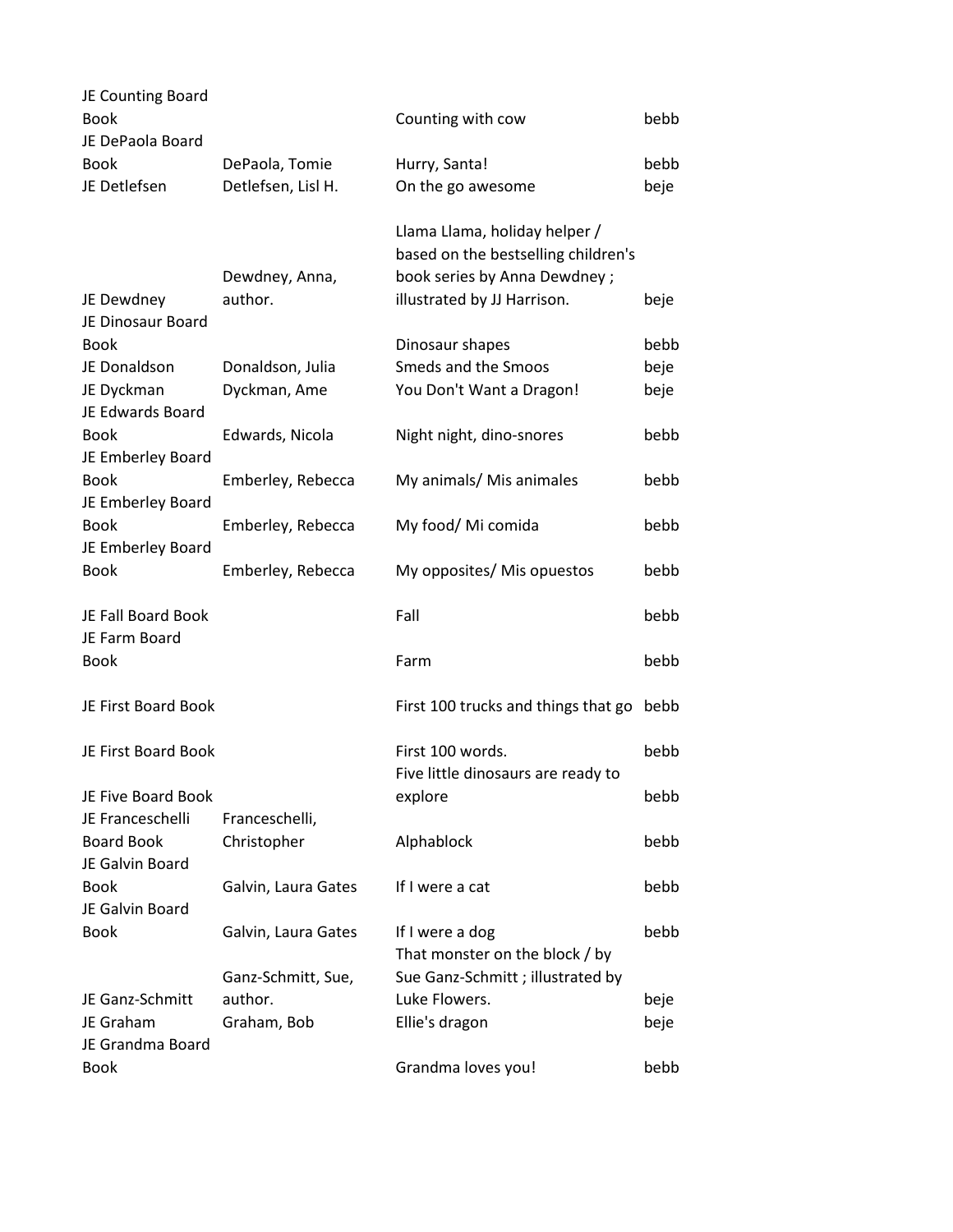| | | | |
|---|---|---|---|
| JE Counting Board Book | | Counting with cow | bebb |
| JE DePaola Board Book | DePaola, Tomie | Hurry, Santa! | bebb |
| JE Detlefsen | Detlefsen, Lisl H. | On the go awesome | beje |
| JE Dewdney | Dewdney, Anna, author. | Llama Llama, holiday helper / based on the bestselling children's book series by Anna Dewdney ; illustrated by JJ Harrison. | beje |
| JE Dinosaur Board Book | | Dinosaur shapes | bebb |
| JE Donaldson | Donaldson, Julia | Smeds and the Smoos | beje |
| JE Dyckman | Dyckman, Ame | You Don't Want a Dragon! | beje |
| JE Edwards Board Book | Edwards, Nicola | Night night, dino-snores | bebb |
| JE Emberley Board Book | Emberley, Rebecca | My animals/ Mis animales | bebb |
| JE Emberley Board Book | Emberley, Rebecca | My food/ Mi comida | bebb |
| JE Emberley Board Book | Emberley, Rebecca | My opposites/ Mis opuestos | bebb |
| JE Fall Board Book | | Fall | bebb |
| JE Farm Board Book | | Farm | bebb |
| JE First Board Book | | First 100 trucks and things that go | bebb |
| JE First Board Book | | First 100 words. | bebb |
| JE Five Board Book | | Five little dinosaurs are ready to explore | bebb |
| JE Franceschelli Board Book | Franceschelli, Christopher | Alphablock | bebb |
| JE Galvin Board Book | Galvin, Laura Gates | If I were a cat | bebb |
| JE Galvin Board Book | Galvin, Laura Gates | If I were a dog | bebb |
| JE Ganz-Schmitt | Ganz-Schmitt, Sue, author. | That monster on the block / by Sue Ganz-Schmitt ; illustrated by Luke Flowers. | beje |
| JE Graham | Graham, Bob | Ellie's dragon | beje |
| JE Grandma Board Book | | Grandma loves you! | bebb |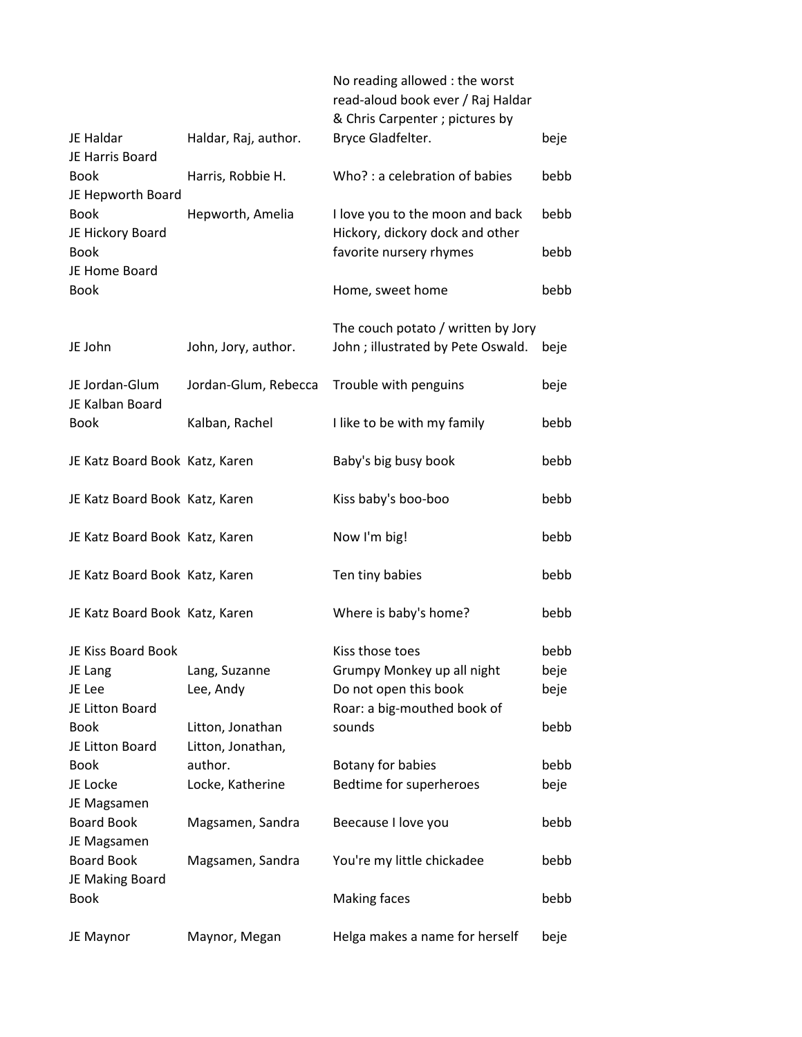| | | | |
|---|---|---|---|
| JE Haldar | Haldar, Raj, author. | No reading allowed : the worst read-aloud book ever / Raj Haldar & Chris Carpenter ; pictures by Bryce Gladfelter. | beje |
| JE Harris Board Book | Harris, Robbie H. | Who? : a celebration of babies | bebb |
| JE Hepworth Board Book | Hepworth, Amelia | I love you to the moon and back | bebb |
| JE Hickory Board Book | | Hickory, dickory dock and other favorite nursery rhymes | bebb |
| JE Home Board Book | | Home, sweet home | bebb |
| JE John | John, Jory, author. | The couch potato / written by Jory John ; illustrated by Pete Oswald. | beje |
| JE Jordan-Glum | Jordan-Glum, Rebecca | Trouble with penguins | beje |
| JE Kalban Board Book | Kalban, Rachel | I like to be with my family | bebb |
| JE Katz Board Book | Katz, Karen | Baby's big busy book | bebb |
| JE Katz Board Book | Katz, Karen | Kiss baby's boo-boo | bebb |
| JE Katz Board Book | Katz, Karen | Now I'm big! | bebb |
| JE Katz Board Book | Katz, Karen | Ten tiny babies | bebb |
| JE Katz Board Book | Katz, Karen | Where is baby's home? | bebb |
| JE Kiss Board Book | | Kiss those toes | bebb |
| JE Lang | Lang, Suzanne | Grumpy Monkey up all night | beje |
| JE Lee | Lee, Andy | Do not open this book | beje |
| JE Litton Board Book | Litton, Jonathan | Roar: a big-mouthed book of sounds | bebb |
| JE Litton Board Book | Litton, Jonathan, author. | Botany for babies | bebb |
| JE Locke | Locke, Katherine | Bedtime for superheroes | beje |
| JE Magsamen Board Book | Magsamen, Sandra | Beecause I love you | bebb |
| JE Magsamen Board Book | Magsamen, Sandra | You're my little chickadee | bebb |
| JE Making Board Book | | Making faces | bebb |
| JE Maynor | Maynor, Megan | Helga makes a name for herself | beje |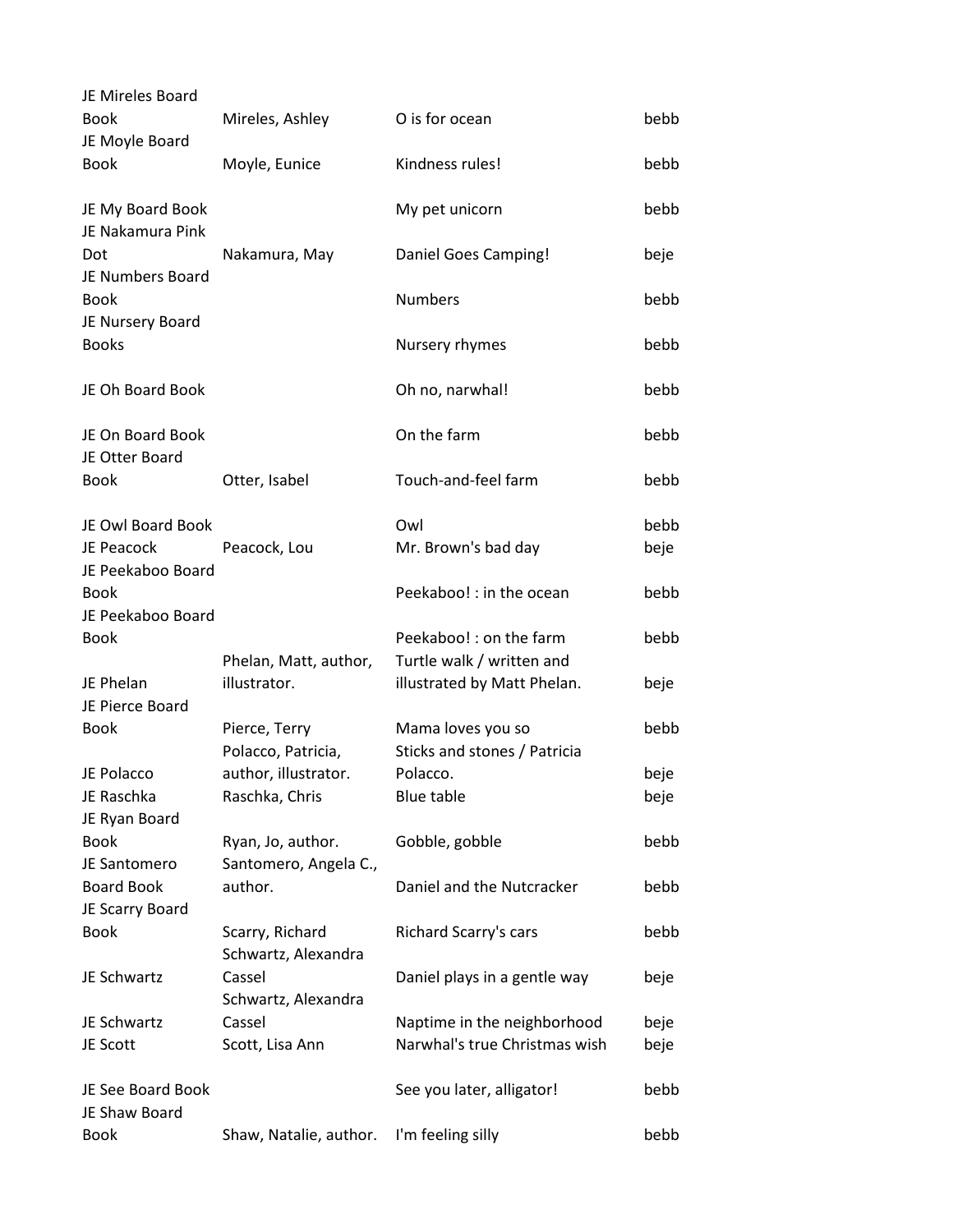| | | | |
|---|---|---|---|
| JE Mireles Board Book | Mireles, Ashley | O is for ocean | bebb |
| JE Moyle Board Book | Moyle, Eunice | Kindness rules! | bebb |
| JE My Board Book | | My pet unicorn | bebb |
| JE Nakamura Pink Dot | Nakamura, May | Daniel Goes Camping! | beje |
| JE Numbers Board Book | | Numbers | bebb |
| JE Nursery Board Books | | Nursery rhymes | bebb |
| JE Oh Board Book | | Oh no, narwhal! | bebb |
| JE On Board Book | | On the farm | bebb |
| JE Otter Board Book | Otter, Isabel | Touch-and-feel farm | bebb |
| JE Owl Board Book | | Owl | bebb |
| JE Peacock | Peacock, Lou | Mr. Brown's bad day | beje |
| JE Peekaboo Board Book | | Peekaboo! : in the ocean | bebb |
| JE Peekaboo Board Book | | Peekaboo! : on the farm | bebb |
| JE Phelan | Phelan, Matt, author, illustrator. | Turtle walk / written and illustrated by Matt Phelan. | beje |
| JE Pierce Board Book | Pierce, Terry | Mama loves you so | bebb |
| JE Polacco | Polacco, Patricia, author, illustrator. | Sticks and stones / Patricia Polacco. | beje |
| JE Raschka | Raschka, Chris | Blue table | beje |
| JE Ryan Board Book | Ryan, Jo, author. | Gobble, gobble | bebb |
| JE Santomero Board Book | Santomero, Angela C., author. | Daniel and the Nutcracker | bebb |
| JE Scarry Board Book | Scarry, Richard | Richard Scarry's cars | bebb |
| JE Schwartz | Schwartz, Alexandra Cassel | Daniel plays in a gentle way | beje |
| JE Schwartz | Schwartz, Alexandra Cassel | Naptime in the neighborhood | beje |
| JE Scott | Scott, Lisa Ann | Narwhal's true Christmas wish | beje |
| JE See Board Book | | See you later, alligator! | bebb |
| JE Shaw Board Book | Shaw, Natalie, author. | I'm feeling silly | bebb |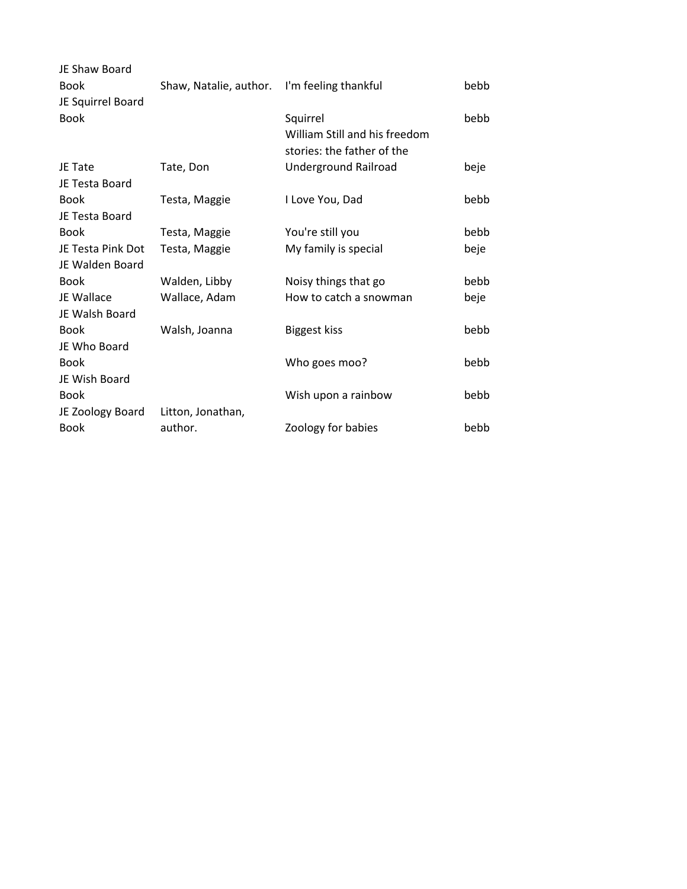| | | | |
|---|---|---|---|
| JE Shaw Board Book | Shaw, Natalie, author. | I'm feeling thankful | bebb |
| JE Squirrel Board Book | | Squirrel | bebb |
| JE Tate | Tate, Don | William Still and his freedom stories: the father of the Underground Railroad | beje |
| JE Testa Board Book | Testa, Maggie | I Love You, Dad | bebb |
| JE Testa Board Book | Testa, Maggie | You're still you | bebb |
| JE Testa Pink Dot | Testa, Maggie | My family is special | beje |
| JE Walden Board Book | Walden, Libby | Noisy things that go | bebb |
| JE Wallace | Wallace, Adam | How to catch a snowman | beje |
| JE Walsh Board Book | Walsh, Joanna | Biggest kiss | bebb |
| JE Who Board Book | | Who goes moo? | bebb |
| JE Wish Board Book | | Wish upon a rainbow | bebb |
| JE Zoology Board Book | Litton, Jonathan, author. | Zoology for babies | bebb |